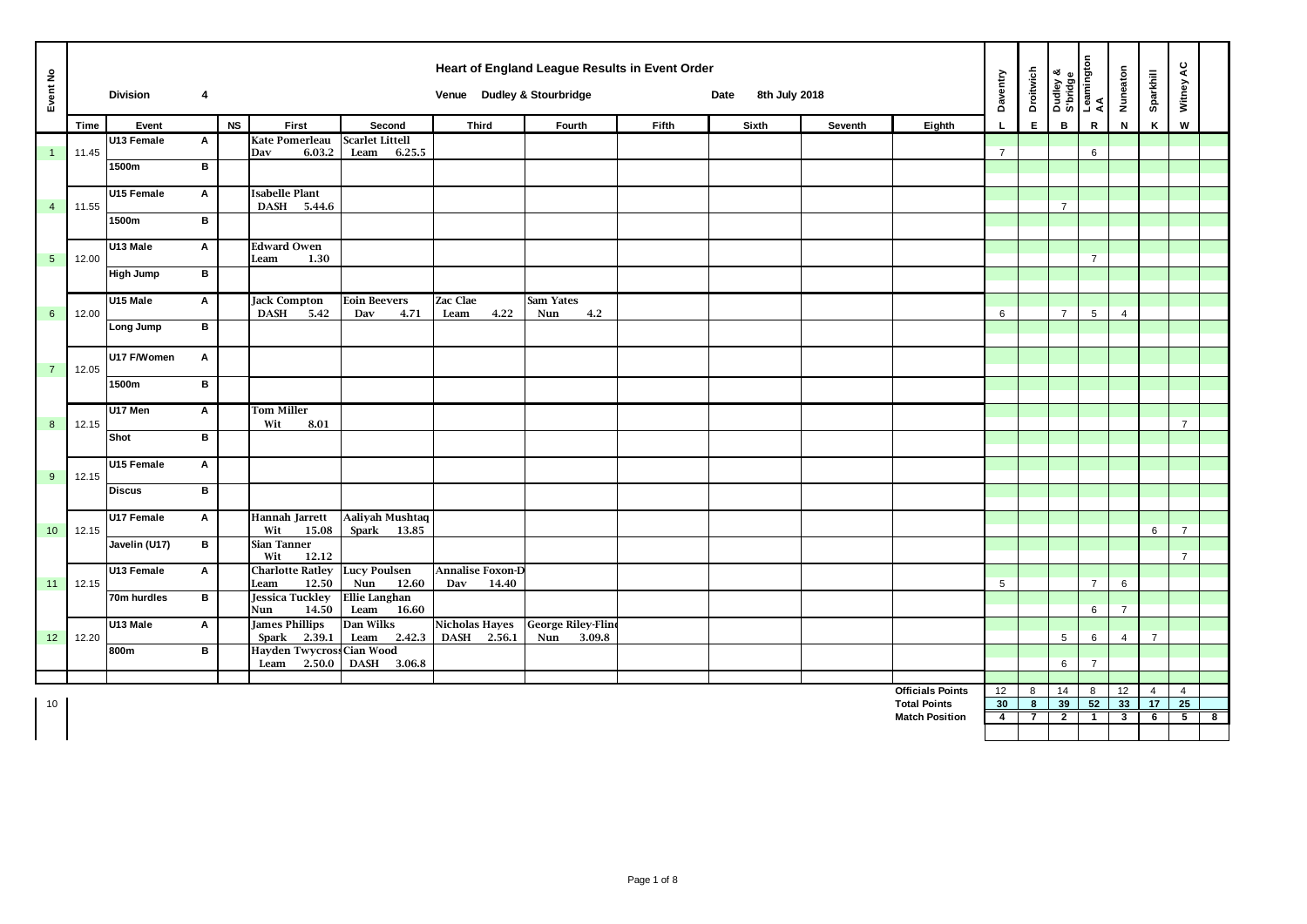# Heart of England League Results in Event Order

**Division** 4 | **Venue** Dudley & Stourbridge | **Date** 8th July 2018

| Event No | Time | Event | | NS | First | Second | Third | Fourth | Fifth | Sixth | Seventh | Eighth | Daventry L | Droitwich E | Dudley & S'bridge B | Leamington AA R | Nuneaton N | Sparkhill K | Witney AC W | |
|---|---|---|---|---|---|---|---|---|---|---|---|---|---|---|---|---|---|---|---|---|
| 1 | 11.45 | U13 Female | A | | Kate Pomerleau Dav 6.03.2 | Scarlet Littell Leam 6.25.5 | | | | | | | 7 | | | 6 | | | | |
| | | 1500m | B | | | | | | | | | | | | | | | | | |
| 4 | 11.55 | U15 Female | A | | Isabelle Plant DASH 5.44.6 | | | | | | | | | | 7 | | | | | |
| | | 1500m | B | | | | | | | | | | | | | | | | | |
| 5 | 12.00 | U13 Male | A | | Edward Owen Leam 1.30 | | | | | | | | | | | 7 | | | | |
| | | High Jump | B | | | | | | | | | | | | | | | | | |
| 6 | 12.00 | U15 Male | A | | Jack Compton DASH 5.42 | Eoin Beevers Dav 4.71 | Zac Clae Leam 4.22 | Sam Yates Nun 4.2 | | | | | 6 | | 7 | 5 | 4 | | | |
| | | Long Jump | B | | | | | | | | | | | | | | | | | |
| 7 | 12.05 | U17 F/Women | A | | | | | | | | | | | | | | | | | |
| | | 1500m | B | | | | | | | | | | | | | | | | | |
| 8 | 12.15 | U17 Men | A | | Tom Miller Wit 8.01 | | | | | | | | | | | | | | 7 | |
| | | Shot | B | | | | | | | | | | | | | | | | | |
| 9 | 12.15 | U15 Female | A | | | | | | | | | | | | | | | | | |
| | | Discus | B | | | | | | | | | | | | | | | | | |
| 10 | 12.15 | U17 Female | A | | Hannah Jarrett Wit 15.08 | Aaliyah Mushtaq Spark 13.85 | | | | | | | | | | | | 6 | 7 | |
| | | Javelin (U17) | B | | Sian Tanner Wit 12.12 | | | | | | | | | | | | | | 7 | |
| 11 | 12.15 | U13 Female | A | | Charlotte Ratley Leam 12.50 | Lucy Poulsen Nun 12.60 | Annalise Foxon-D Dav 14.40 | | | | | | 5 | | | 7 | 6 | | | |
| | | 70m hurdles | B | | Jessica Tuckley Nun 14.50 | Ellie Langhan Leam 16.60 | | | | | | | | | | 6 | 7 | | | |
| 12 | 12.20 | U13 Male | A | | James Phillips Spark 2.39.1 | Dan Wilks Leam 2.42.3 | Nicholas Hayes DASH 2.56.1 | George Riley-Flin Nun 3.09.8 | | | | | | | 5 | 6 | 4 | 7 | | |
| | | 800m | B | | Hayden Twycross Leam 2.50.0 | Cian Wood DASH 3.06.8 | | | | | | | | | 6 | 7 | | | | |
| | | | | | | | | | | | | Officials Points | 12 | 8 | 14 | 8 | 12 | 4 | 4 | |
| 10 | | | | | | | | | | | | Total Points | 30 | 8 | 39 | 52 | 33 | 17 | 25 | |
| | | | | | | | | | | | | Match Position | 4 | 7 | 2 | 1 | 3 | 6 | 5 | 8 |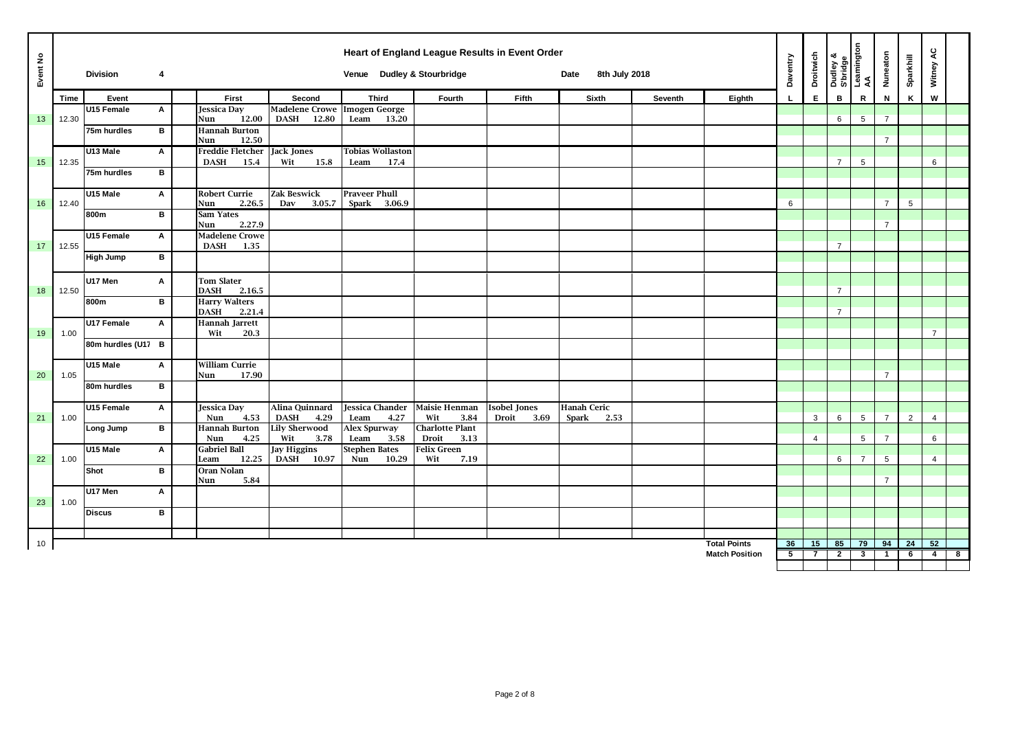# Heart of England League Results in Event Order

**Division** 4 **Venue** Dudley & Stourbridge **Date** 8th July 2018

| Event No | Time | Event | | First | Second | Third | Fourth | Fifth | Sixth | Seventh | Eighth | Daventry L | Droitwich E | Dudley & S'bridge B | Leamington AA R | Nuneaton N | Sparkhill K | Witney AC W | |
|---|---|---|---|---|---|---|---|---|---|---|---|---|---|---|---|---|---|---|---|
| 13 | 12.30 | U15 Female | A | Jessica Day Nun 12.00 | Madelene Crowe DASH 12.80 | Imogen George Leam 13.20 | | | | | | | | 6 | 5 | 7 | | | |
| | | 75m hurdles | B | Hannah Burton Nun 12.50 | | | | | | | | | | | | 7 | | | |
| 15 | 12.35 | U13 Male | A | Freddie Fletcher DASH 15.4 | Jack Jones Wit 15.8 | Tobias Wollaston Leam 17.4 | | | | | | | | 7 | 5 | | | 6 | |
| | | 75m hurdles | B | | | | | | | | | | | | | | | | |
| 16 | 12.40 | U15 Male | A | Robert Currie Nun 2.26.5 | Zak Beswick Dav 3.05.7 | Praveer Phull Spark 3.06.9 | | | | | | 6 | | | | 7 | 5 | | |
| | | 800m | B | Sam Yates Nun 2.27.9 | | | | | | | | | | | | 7 | | | |
| 17 | 12.55 | U15 Female | A | Madelene Crowe DASH 1.35 | | | | | | | | | | 7 | | | | | |
| | | High Jump | B | | | | | | | | | | | | | | | | |
| 18 | 12.50 | U17 Men | A | Tom Slater DASH 2.16.5 | | | | | | | | | | 7 | | | | | |
| | | 800m | B | Harry Walters DASH 2.21.4 | | | | | | | | | | 7 | | | | | |
| 19 | 1.00 | U17 Female | A | Hannah Jarrett Wit 20.3 | | | | | | | | | | | | | | 7 | |
| | | 80m hurdles (U17 | B | | | | | | | | | | | | | | | | |
| 20 | 1.05 | U15 Male | A | William Currie Nun 17.90 | | | | | | | | | | | | 7 | | | |
| | | 80m hurdles | B | | | | | | | | | | | | | | | | |
| 21 | 1.00 | U15 Female | A | Jessica Day Nun 4.53 | Alina Quinnard DASH 4.29 | Jessica Chander Leam 4.27 | Maisie Henman Wit 3.84 | Isobel Jones Droit 3.69 | Hanah Ceric Spark 2.53 | | | | 3 | 6 | 5 | 7 | 2 | 4 | |
| | | Long Jump | B | Hannah Burton Nun 4.25 | Lily Sherwood Wit 3.78 | Alex Spurway Leam 3.58 | Charlotte Plant Droit 3.13 | | | | | | 4 | | 5 | 7 | | 6 | |
| 22 | 1.00 | U15 Male | A | Gabriel Ball Leam 12.25 | Jay Higgins DASH 10.97 | Stephen Bates Nun 10.29 | Felix Green Wit 7.19 | | | | | | | 6 | 7 | 5 | | 4 | |
| | | Shot | B | Oran Nolan Nun 5.84 | | | | | | | | | | | | 7 | | | |
| 23 | 1.00 | U17 Men | A | | | | | | | | | | | | | | | | |
| | | Discus | B | | | | | | | | | | | | | | | | |
| 10 | | | | | | | | | | | Total Points | 36 | 15 | 85 | 79 | 94 | 24 | 52 | |
| | | | | | | | | | | | Match Position | 5 | 7 | 2 | 3 | 1 | 6 | 4 | 8 |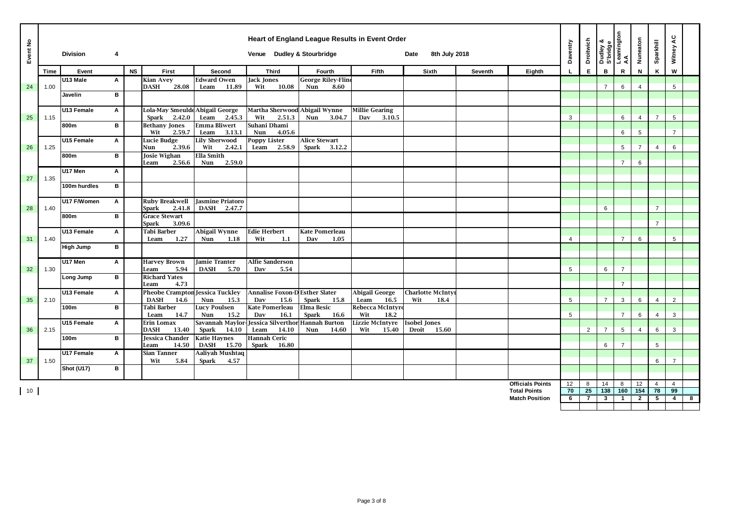# Heart of England League Results in Event Order

**Division** 4 | **Venue** Dudley & Stourbridge | **Date** 8th July 2018

| Event No | Time | Event | | NS | First | Second | Third | Fourth | Fifth | Sixth | Seventh | Eighth | Daventry (L) | Droitwich (E) | Dudley & S'bridge (B) | Leamington AA (R) | Nuneaton (N) | Sparkhill (K) | Witney AC (W) | |
|---|---|---|---|---|---|---|---|---|---|---|---|---|---|---|---|---|---|---|---|---|
| 24 | 1.00 | U13 Male | A | | Kian Avey DASH 28.08 | Edward Owen Leam 11.89 | Jack Jones Wit 10.08 | George Riley-Flind Nun 8.60 | | | | | | | 7 | 6 | 4 | | 5 | |
| | | Javelin | B | | | | | | | | | | | | | | | | | |
| 25 | 1.15 | U13 Female | A | | Lola-May Smeulde Spark 2.42.0 | Abigail George Leam 2.45.3 | Martha Sherwood Wit 2.51.3 | Abigail Wynne Nun 3.04.7 | Millie Gearing Dav 3.10.5 | | | | 3 | | | 6 | 4 | 7 | 5 | |
| | | 800m | B | | Bethany Jones Wit 2.59.7 | Emma Bliwert Leam 3.13.1 | Suhani Dhami Nun 4.05.6 | | | | | | | | | 6 | 5 | | 7 | |
| 26 | 1.25 | U15 Female | A | | Lucie Budge Nun 2.39.6 | Lily Sherwood Wit 2.42.1 | Poppy Lister Leam 2.58.9 | Alice Stewart Spark 3.12.2 | | | | | | | | 5 | 7 | 4 | 6 | |
| | | 800m | B | | Josie Wighan Leam 2.56.6 | Ella Smith Nun 2.59.0 | | | | | | | | | | 7 | 6 | | | |
| 27 | 1.35 | U17 Men | A | | | | | | | | | | | | | | | | | |
| | | 100m hurdles | B | | | | | | | | | | | | | | | | | |
| 28 | 1.40 | U17 F/Women | A | | Ruby Breakwell Spark 2.41.8 | Jasmine Priatoro DASH 2.47.7 | | | | | | | | | 6 | | | 7 | | |
| | | 800m | B | | Grace Stewart Spark 3.09.6 | | | | | | | | | | | | | 7 | | |
| 31 | 1.40 | U13 Female | A | | Tabi Barber Leam 1.27 | Abigail Wynne Nun 1.18 | Edie Herbert Wit 1.1 | Kate Pomerleau Dav 1.05 | | | | | 4 | | | 7 | 6 | | 5 | |
| | | High Jump | B | | | | | | | | | | | | | | | | | |
| 32 | 1.30 | U17 Men | A | | Harvey Brown Leam 5.94 | Jamie Tranter DASH 5.70 | Alfie Sanderson Dav 5.54 | | | | | | 5 | | 6 | 7 | | | | |
| | | Long Jump | B | | Richard Yates Leam 4.73 | | | | | | | | | | | 7 | | | | |
| 35 | 2.10 | U13 Female | A | | Pheobe Crampton DASH 14.6 | Jessica Tuckley Nun 15.3 | Annalise Foxon-D Dav 15.6 | Esther Slater Spark 15.8 | Abigail George Leam 16.5 | Charlotte McIntyr Wit 18.4 | | | 5 | | 7 | 3 | 6 | 4 | 2 | |
| | | 100m | B | | Tabi Barber Leam 14.7 | Lucy Poulsen Nun 15.2 | Kate Pomerleau Dav 16.1 | Elma Besic Spark 16.6 | Rebecca McIntyre Wit 18.2 | | | | 5 | | | 7 | 6 | 4 | 3 | |
| 36 | 2.15 | U15 Female | A | | Erin Lomax DASH 13.40 | Savannah Maylor- Spark 14.10 | Jessica Silverthor Leam 14.10 | Hannah Burton Nun 14.60 | Lizzie McIntyre Wit 15.40 | Isobel Jones Droit 15.60 | | | | 2 | 7 | 5 | 4 | 6 | 3 | |
| | | 100m | B | | Jessica Chander Leam 14.50 | Katie Haynes DASH 15.70 | Hannah Ceric Spark 16.80 | | | | | | | | 6 | 7 | | 5 | | |
| 37 | 1.50 | U17 Female | A | | Sian Tanner Wit 5.84 | Aaliyah Mushtaq Spark 4.57 | | | | | | | | | | | | 6 | 7 | |
| | | Shot (U17) | B | | | | | | | | | | | | | | | | | |
| | | | | | | | | | | | | Officials Points | 12 | 8 | 14 | 8 | 12 | 4 | 4 | |
| | | | | | | | | | | | | Total Points | 70 | 25 | 138 | 160 | 154 | 78 | 99 | |
| | | | | | | | | | | | | Match Position | 6 | 7 | 3 | 1 | 2 | 5 | 4 | 8 |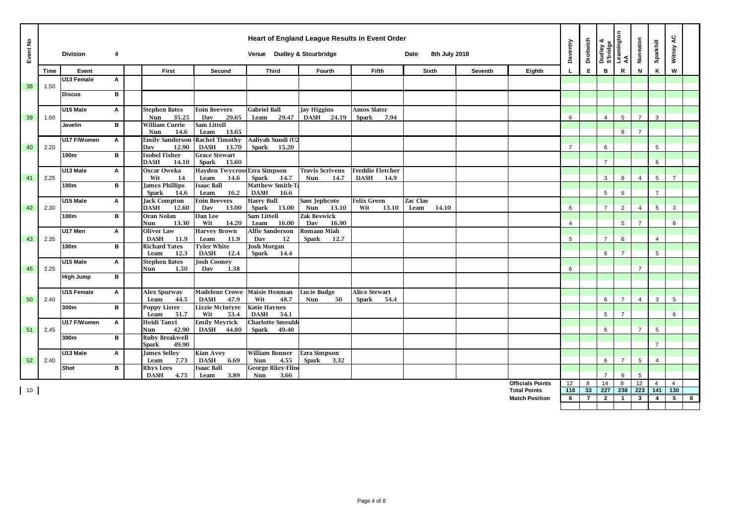# Heart of England League Results in Event Order

**Division** 4 | **Venue** Dudley & Stourbridge | **Date** 8th July 2018

| Event No | Time | Event | | First | Second | Third | Fourth | Fifth | Sixth | Seventh | Eighth | Daventry L | Droitwich E | Dudley & S'bridge B | Leamington AA R | Nuneaton N | Sparkhill K | Witney AC W | |
|---|---|---|---|---|---|---|---|---|---|---|---|---|---|---|---|---|---|---|---|
| 38 | 1.50 | U13 Female | A | | | | | | | | | | | | | | | | |
| | | Discus | B | | | | | | | | | | | | | | | | |
| 39 | 1.50 | U15 Male | A | Stephen Bates Nun 35.25 | Eoin Beevers Dav 29.65 | Gabriel Ball Leam 29.47 | Jay Higgins DASH 24.19 | Amos Slater Spark 7.94 | | | | 6 | | 4 | 5 | 7 | 3 | | |
| | | Javelin | B | William Currie Nun 14.6 | Sam Littell Leam 13.65 | | | | | | | | | | 6 | 7 | | | |
| 40 | 2.20 | U17 F/Women | A | Emily Sanderson Dav 12.90 | Rachel Timothy DASH 13.70 | Aaliyah Sundi (U2 Spark 15.20 | | | | | | 7 | | 6 | | | 5 | | |
| | | 100m | B | Isobel Fisher DASH 14.10 | Grace Stewart Spark 15.60 | | | | | | | | | 7 | | | 6 | | |
| 41 | 2.25 | U13 Male | A | Oscar Oweka Wit 14 | Hayden Twycross Leam 14.6 | Ezra Simpson Spark 14.7 | Travis Scrivens Nun 14.7 | Freddie Fletcher DASH 14.9 | | | | | | 3 | 6 | 4 | 5 | 7 | |
| | | 100m | B | James Phillips Spark 14.6 | Isaac Ball Leam 16.2 | Matthew Smith-Ta DASH 16.6 | | | | | | | | 5 | 6 | | 7 | | |
| 42 | 2.30 | U15 Male | A | Jack Compton DASH 12.60 | Eoin Beevers Dav 13.00 | Harry Bull Spark 13.00 | Sam Jephcote Nun 13.10 | Felix Green Wit 13.10 | Zac Clae Leam 14.10 | | | 6 | | 7 | 2 | 4 | 5 | 3 | |
| | | 100m | B | Oran Nolan Nun 13.30 | Dan Lee Wit 14.20 | Sam Littell Leam 16.00 | Zak Beswick Dav 16.90 | | | | | 4 | | | 5 | 7 | | 6 | |
| 43 | 2.35 | U17 Men | A | Oliver Law DASH 11.9 | Harvey Brown Leam 11.9 | Alfie Sanderson Dav 12 | Romaan Miah Spark 12.7 | | | | | 5 | | 7 | 6 | | 4 | | |
| | | 100m | B | Richard Yates Leam 12.3 | Tyler White DASH 12.4 | Josh Morgan Spark 14.4 | | | | | | | | 6 | 7 | | 5 | | |
| 45 | 2.25 | U15 Male | A | Stephen Bates Nun 1.50 | Josh Cooney Dav 1.38 | | | | | | | 6 | | | | 7 | | | |
| | | High Jump | B | | | | | | | | | | | | | | | | |
| 50 | 2.40 | U15 Female | A | Alex Spurway Leam 44.5 | Madelene Crowe DASH 47.9 | Maisie Henman Wit 48.7 | Lucie Budge Nun 50 | Alice Stewart Spark 54.4 | | | | | | 6 | 7 | 4 | 3 | 5 | |
| | | 300m | B | Poppy Lister Leam 51.7 | Lizzie McIntyre Wit 53.4 | Katie Haynes DASH 54.1 | | | | | | | | 5 | 7 | | | 6 | |
| 51 | 2.45 | U17 F/Women | A | Heidi Tanyi Nun 42.90 | Emily Meyrick DASH 44.80 | Charlotte Smeuld Spark 49.40 | | | | | | | | 6 | | 7 | 5 | | |
| | | 300m | B | Ruby Breakwell Spark 49.90 | | | | | | | | | | | | | 7 | | |
| 52 | 2.40 | U13 Male | A | James Selley Leam 7.73 | Kian Avey DASH 6.69 | William Bonner Nun 4.55 | Ezra Simpson Spark 3.32 | | | | | | | 6 | 7 | 5 | 4 | | |
| | | Shot | B | Rhys Lees DASH 4.75 | Isaac Ball Leam 3.89 | George Rliey-Flin Nun 3.66 | | | | | | | | 7 | 6 | 5 | | | |
| | | | | | | | | | | | Officials Points | 12 | 8 | 14 | 8 | 12 | 4 | 4 | |
| | | | | | | | | | | | Total Points | 116 | 33 | 227 | 238 | 223 | 141 | 130 | |
| | | | | | | | | | | | Match Position | 6 | 7 | 2 | 1 | 3 | 4 | 5 | 8 |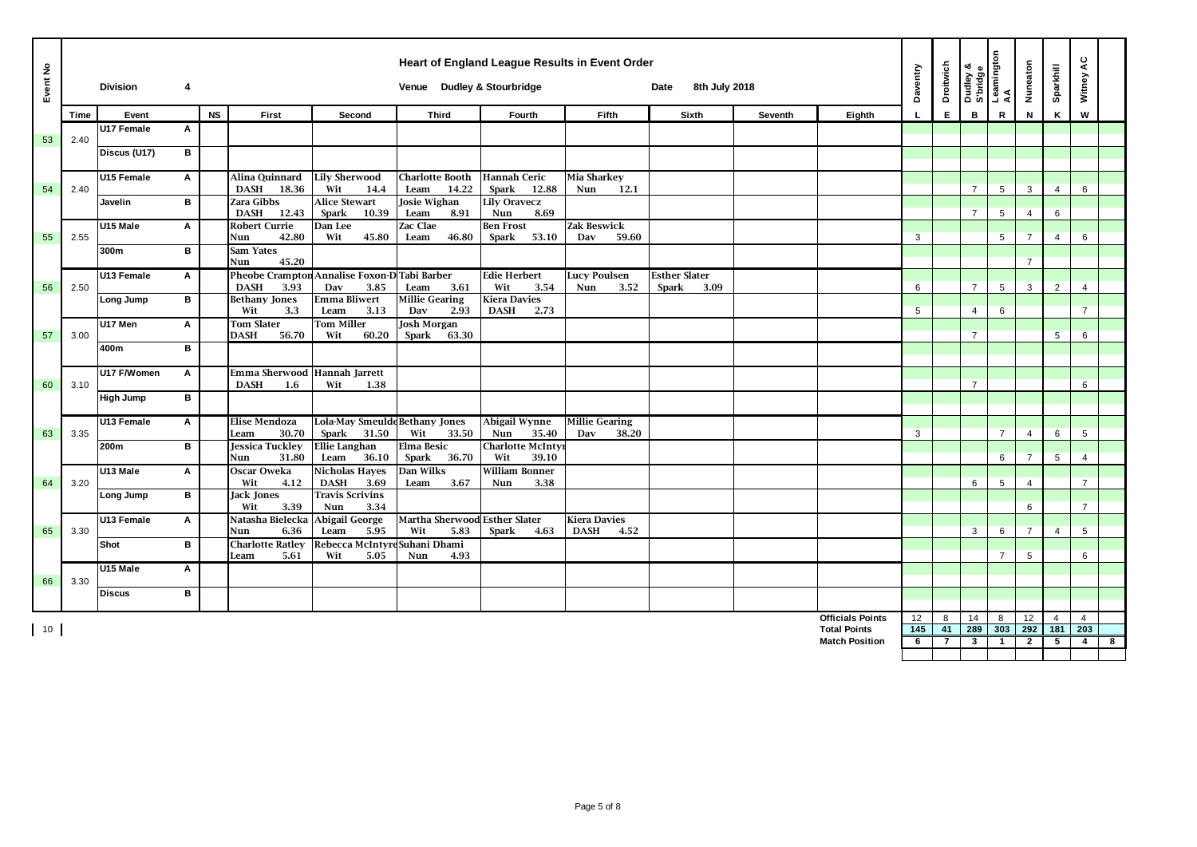# Heart of England League Results in Event Order

**Division** 4 | **Venue** Dudley & Stourbridge | **Date** 8th July 2018

| Event No | Time | Event | | NS | First | Second | Third | Fourth | Fifth | Sixth | Seventh | Eighth | Daventry L | Droitwich E | Dudley & S'bridge B | Leamington AA R | Nuneaton N | Sparkhill K | Witney AC W | |
|---|---|---|---|---|---|---|---|---|---|---|---|---|---|---|---|---|---|---|---|---|
| 53 | 2.40 | U17 Female | A | | | | | | | | | | | | | | | | | |
| | | Discus (U17) | B | | | | | | | | | | | | | | | | | |
| 54 | 2.40 | U15 Female | A | | Alina Quinnard DASH 18.36 | Lily Sherwood Wit 14.4 | Charlotte Booth Leam 14.22 | Hannah Ceric Spark 12.88 | Mia Sharkey Nun 12.1 | | | | | | 7 | 5 | 3 | 4 | 6 | |
| | | Javelin | B | | Zara Gibbs DASH 12.43 | Alice Stewart Spark 10.39 | Josie Wighan Leam 8.91 | Lily Oravecz Nun 8.69 | | | | | | | 7 | 5 | 4 | 6 | | |
| 55 | 2.55 | U15 Male | A | | Robert Currie Nun 42.80 | Dan Lee Wit 45.80 | Zac Clae Leam 46.80 | Ben Frost Spark 53.10 | Zak Beswick Dav 59.60 | | | | 3 | | | 5 | 7 | 4 | 6 | |
| | | 300m | B | | Sam Yates Nun 45.20 | | | | | | | | | | | | 7 | | | |
| 56 | 2.50 | U13 Female | A | | Pheobe Crampton DASH 3.93 | Annalise Foxon-D Dav 3.85 | Tabi Barber Leam 3.61 | Edie Herbert Wit 3.54 | Lucy Poulsen Nun 3.52 | Esther Slater Spark 3.09 | | | 6 | | 7 | 5 | 3 | 2 | 4 | |
| | | Long Jump | B | | Bethany Jones Wit 3.3 | Emma Bliwert Leam 3.13 | Millie Gearing Dav 2.93 | Kiera Davies DASH 2.73 | | | | | 5 | | 4 | 6 | | | 7 | |
| 57 | 3.00 | U17 Men | A | | Tom Slater DASH 56.70 | Tom Miller Wit 60.20 | Josh Morgan Spark 63.30 | | | | | | | | 7 | | | 5 | 6 | |
| | | 400m | B | | | | | | | | | | | | | | | | | |
| 60 | 3.10 | U17 F/Women | A | | Emma Sherwood DASH 1.6 | Hannah Jarrett Wit 1.38 | | | | | | | | | 7 | | | | 6 | |
| | | High Jump | B | | | | | | | | | | | | | | | | | |
| 63 | 3.35 | U13 Female | A | | Elise Mendoza Leam 30.70 | Lola-May Smeulde Spark 31.50 | Bethany Jones Wit 33.50 | Abigail Wynne Nun 35.40 | Millie Gearing Dav 38.20 | | | | 3 | | | 7 | 4 | 6 | 5 | |
| | | 200m | B | | Jessica Tuckley Nun 31.80 | Ellie Langhan Leam 36.10 | Elma Besic Spark 36.70 | Charlotte McIntyr Wit 39.10 | | | | | | | | 6 | 7 | 5 | 4 | |
| 64 | 3.20 | U13 Male | A | | Oscar Oweka Wit 4.12 | Nicholas Hayes DASH 3.69 | Dan Wilks Leam 3.67 | William Bonner Nun 3.38 | | | | | | | 6 | 5 | 4 | | 7 | |
| | | Long Jump | B | | Jack Jones Wit 3.39 | Travis Scrivins Nun 3.34 | | | | | | | | | | | 6 | | 7 | |
| 65 | 3.30 | U13 Female | A | | Natasha Bielecka Nun 6.36 | Abigail George Leam 5.95 | Martha Sherwood Wit 5.83 | Esther Slater Spark 4.63 | Kiera Davies DASH 4.52 | | | | | | 3 | 6 | 7 | 4 | 5 | |
| | | Shot | B | | Charlotte Ratley Leam 5.61 | Rebecca McIntyre Wit 5.05 | Suhani Dhami Nun 4.93 | | | | | | | | | 7 | 5 | | 6 | |
| 66 | 3.30 | U15 Male | A | | | | | | | | | | | | | | | | | |
| | | Discus | B | | | | | | | | | | | | | | | | | |
| | | | | | | | | | | | | Officials Points | 12 | 8 | 14 | 8 | 12 | 4 | 4 | |
| | | | | | | | | | | | | Total Points | 145 | 41 | 289 | 303 | 292 | 181 | 203 | |
| | | | | | | | | | | | | Match Position | 6 | 7 | 3 | 1 | 2 | 5 | 4 | 8 |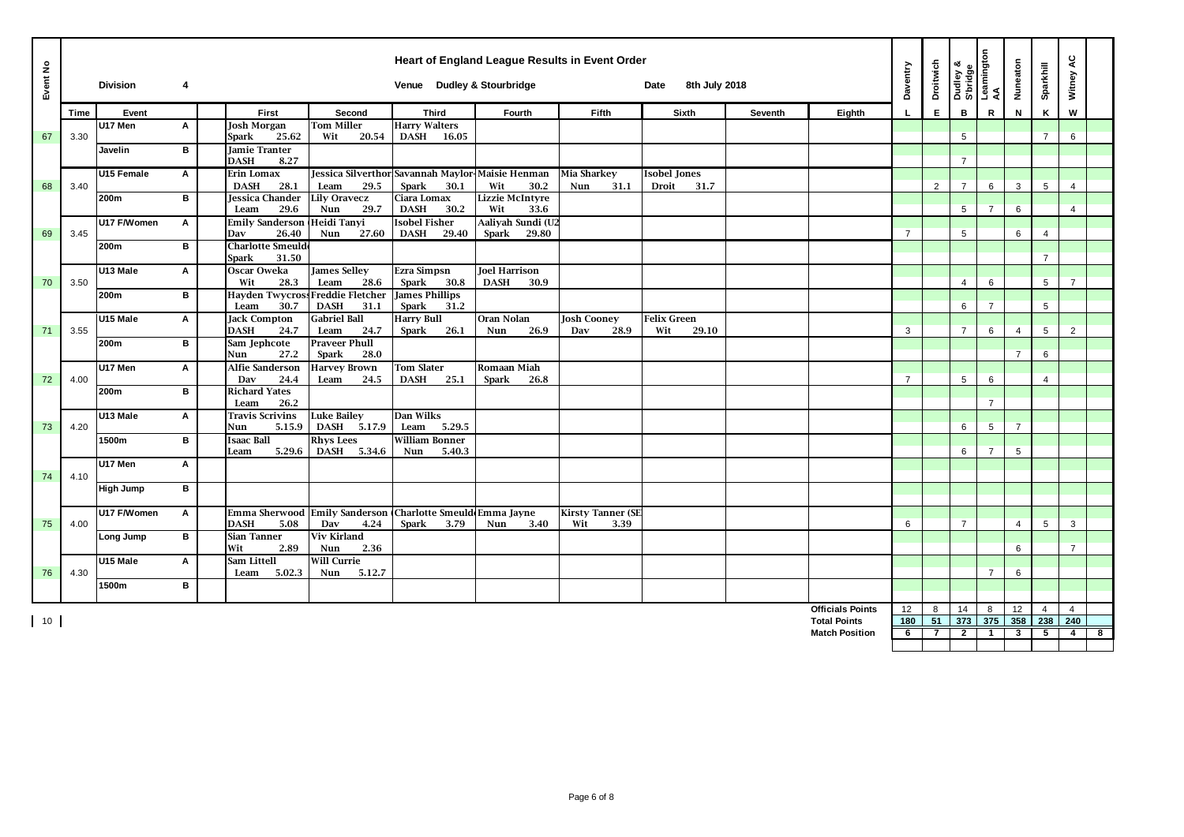# Heart of England League Results in Event Order

**Division** 4 | **Venue** Dudley & Stourbridge | **Date** 8th July 2018

| Event No | Time | Event | | First | Second | Third | Fourth | Fifth | Sixth | Seventh | Eighth | Daventry L | Droitwich E | Dudley & S'bridge B | Leamington AA R | Nuneaton N | Sparkhill K | Witney AC W |
|---|---|---|---|---|---|---|---|---|---|---|---|---|---|---|---|---|---|---|
| 67 | 3.30 | U17 Men | A | Josh Morgan Spark 25.62 | Tom Miller Wit 20.54 | Harry Walters DASH 16.05 | | | | | | | | 5 | | | 7 | 6 |
| | | Javelin | B | Jamie Tranter DASH 8.27 | | | | | | | | | | 7 | | | | |
| 68 | 3.40 | U15 Female | A | Erin Lomax DASH 28.1 | Jessica Silverthor Leam 29.5 | Savannah Maylor Spark 30.1 | Maisie Henman Wit 30.2 | Mia Sharkey Nun 31.1 | Isobel Jones Droit 31.7 | | | | 2 | 7 | 6 | 3 | 5 | 4 |
| | | 200m | B | Jessica Chander Leam 29.6 | Lily Oravecz Nun 29.7 | Ciara Lomax DASH 30.2 | Lizzie McIntyre Wit 33.6 | | | | | | | 5 | 7 | 6 | | 4 |
| 69 | 3.45 | U17 F/Women | A | Emily Sanderson Dav 26.40 | Heidi Tanyi Nun 27.60 | Isobel Fisher DASH 29.40 | Aaliyah Sundi (U2 Spark 29.80 | | | | | 7 | | 5 | | 6 | 4 | |
| | | 200m | B | Charlotte Smeuld Spark 31.50 | | | | | | | | | | | | | 7 | |
| 70 | 3.50 | U13 Male | A | Oscar Oweka Wit 28.3 | James Selley Leam 28.6 | Ezra Simpsn Spark 30.8 | Joel Harrison DASH 30.9 | | | | | | | 4 | 6 | | 5 | 7 |
| | | 200m | B | Hayden Twycross Leam 30.7 | Freddie Fletcher DASH 31.1 | James Phillips Spark 31.2 | | | | | | | | 6 | 7 | | 5 | |
| 71 | 3.55 | U15 Male | A | Jack Compton DASH 24.7 | Gabriel Ball Leam 24.7 | Harry Bull Spark 26.1 | Oran Nolan Nun 26.9 | Josh Cooney Dav 28.9 | Felix Green Wit 29.10 | | | 3 | | 7 | 6 | 4 | 5 | 2 |
| | | 200m | B | Sam Jephcote Nun 27.2 | Praveer Phull Spark 28.0 | | | | | | | | | | | 7 | 6 | |
| 72 | 4.00 | U17 Men | A | Alfie Sanderson Dav 24.4 | Harvey Brown Leam 24.5 | Tom Slater DASH 25.1 | Romaan Miah Spark 26.8 | | | | | 7 | | 5 | 6 | | 4 | |
| | | 200m | B | Richard Yates Leam 26.2 | | | | | | | | | | | 7 | | | |
| 73 | 4.20 | U13 Male | A | Travis Scrivins Nun 5.15.9 | Luke Bailey DASH 5.17.9 | Dan Wilks Leam 5.29.5 | | | | | | | | 6 | 5 | 7 | | |
| | | 1500m | B | Isaac Ball Leam 5.29.6 | Rhys Lees DASH 5.34.6 | William Bonner Nun 5.40.3 | | | | | | | | 6 | 7 | 5 | | |
| 74 | 4.10 | U17 Men | A | | | | | | | | | | | | | | | |
| | | High Jump | B | | | | | | | | | | | | | | | |
| 75 | 4.00 | U17 F/Women | A | Emma Sherwood DASH 5.08 | Emily Sanderson Dav 4.24 | Charlotte Smeuld Spark 3.79 | Emma Jayne Nun 3.40 | Kirsty Tanner (SE Wit 3.39 | | | | 6 | | 7 | | 4 | 5 | 3 |
| | | Long Jump | B | Sian Tanner Wit 2.89 | Viv Kirland Nun 2.36 | | | | | | | | | | | 6 | | 7 |
| 76 | 4.30 | U15 Male | A | Sam Littell Leam 5.02.3 | Will Currie Nun 5.12.7 | | | | | | | | | | 7 | 6 | | |
| | | 1500m | B | | | | | | | | | | | | | | | |
| | | | | | | | | | | | Officials Points | 12 | 8 | 14 | 8 | 12 | 4 | 4 |
| | | | | | | | | | | | Total Points | 180 | 51 | 373 | 375 | 358 | 238 | 240 |
| | | | | | | | | | | | Match Position | 6 | 7 | 2 | 1 | 3 | 5 | 4 |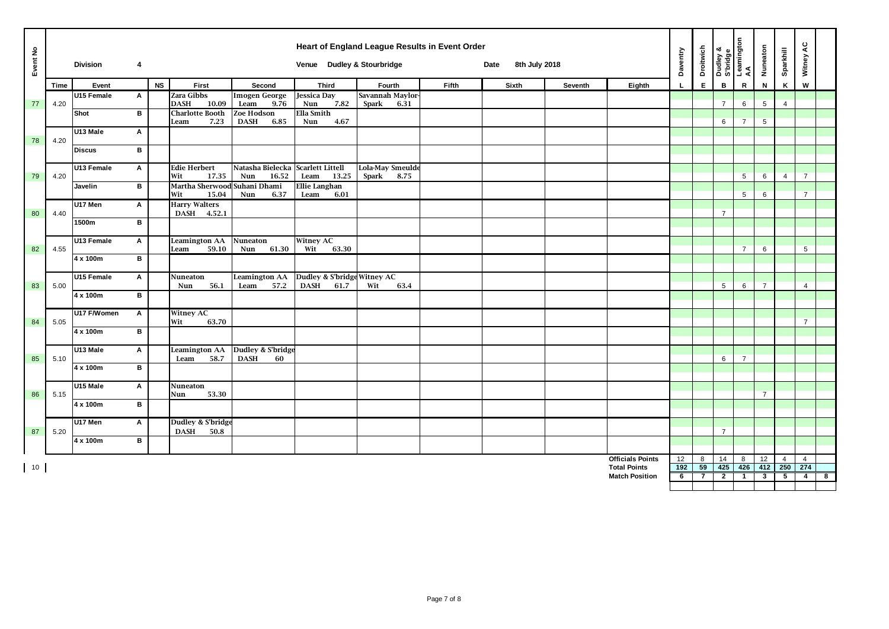# Heart of England League Results in Event Order

**Division** 4 &nbsp;&nbsp; **Venue** Dudley & Stourbridge &nbsp;&nbsp; **Date** 8th July 2018

| Event No | Time | Event | | NS | First | Second | Third | Fourth | Fifth | Sixth | Seventh | Eighth | Daventry L | Droitwich E | Dudley & S'bridge B | Leamington AA R | Nuneaton N | Sparkhill K | Witney AC W | |
|---|---|---|---|---|---|---|---|---|---|---|---|---|---|---|---|---|---|---|---|---|
| 77 | 4.20 | U15 Female | A | | Zara Gibbs DASH 10.09 | Imogen George Leam 9.76 | Jessica Day Nun 7.82 | Savannah Maylor-Spark 6.31 | | | | | | | 7 | 6 | 5 | 4 | | |
| | | Shot | B | | Charlotte Booth Leam 7.23 | Zoe Hodson DASH 6.85 | Ella Smith Nun 4.67 | | | | | | | | 6 | 7 | 5 | | | |
| 78 | 4.20 | U13 Male | A | | | | | | | | | | | | | | | | | |
| | | Discus | B | | | | | | | | | | | | | | | | | |
| 79 | 4.20 | U13 Female | A | | Edie Herbert Wit 17.35 | Natasha Bielecka Nun 16.52 | Scarlett Littell Leam 13.25 | Lola-May Smeulde Spark 8.75 | | | | | | | | 5 | 6 | 4 | 7 | |
| | | Javelin | B | | Martha Sherwood Wit 15.04 | Suhani Dhami Nun 6.37 | Ellie Langhan Leam 6.01 | | | | | | | | | 5 | 6 | | 7 | |
| 80 | 4.40 | U17 Men | A | | Harry Walters DASH 4.52.1 | | | | | | | | | | 7 | | | | | |
| | | 1500m | B | | | | | | | | | | | | | | | | | |
| 82 | 4.55 | U13 Female | A | | Leamington AA Leam 59.10 | Nuneaton Nun 61.30 | Witney AC Wit 63.30 | | | | | | | | | 7 | 6 | | 5 | |
| | | 4 x 100m | B | | | | | | | | | | | | | | | | | |
| 83 | 5.00 | U15 Female | A | | Nuneaton Nun 56.1 | Leamington AA Leam 57.2 | Dudley & S'bridge DASH 61.7 | Witney AC Wit 63.4 | | | | | | | 5 | 6 | 7 | | 4 | |
| | | 4 x 100m | B | | | | | | | | | | | | | | | | | |
| 84 | 5.05 | U17 F/Women | A | | Witney AC Wit 63.70 | | | | | | | | | | | | | | 7 | |
| | | 4 x 100m | B | | | | | | | | | | | | | | | | | |
| 85 | 5.10 | U13 Male | A | | Leamington AA Leam 58.7 | Dudley & S'bridge DASH 60 | | | | | | | | | 6 | 7 | | | | |
| | | 4 x 100m | B | | | | | | | | | | | | | | | | | |
| 86 | 5.15 | U15 Male | A | | Nuneaton Nun 53.30 | | | | | | | | | | | | 7 | | | |
| | | 4 x 100m | B | | | | | | | | | | | | | | | | | |
| 87 | 5.20 | U17 Men | A | | Dudley & S'bridge DASH 50.8 | | | | | | | | | | 7 | | | | | |
| | | 4 x 100m | B | | | | | | | | | | | | | | | | | |
| | | | | | | | | | | | | Officials Points | 12 | 8 | 14 | 8 | 12 | 4 | 4 | |
| | | | | | | | | | | | | Total Points | 192 | 59 | 425 | 426 | 412 | 250 | 274 | |
| | | | | | | | | | | | | Match Position | 6 | 7 | 2 | 1 | 3 | 5 | 4 | 8 |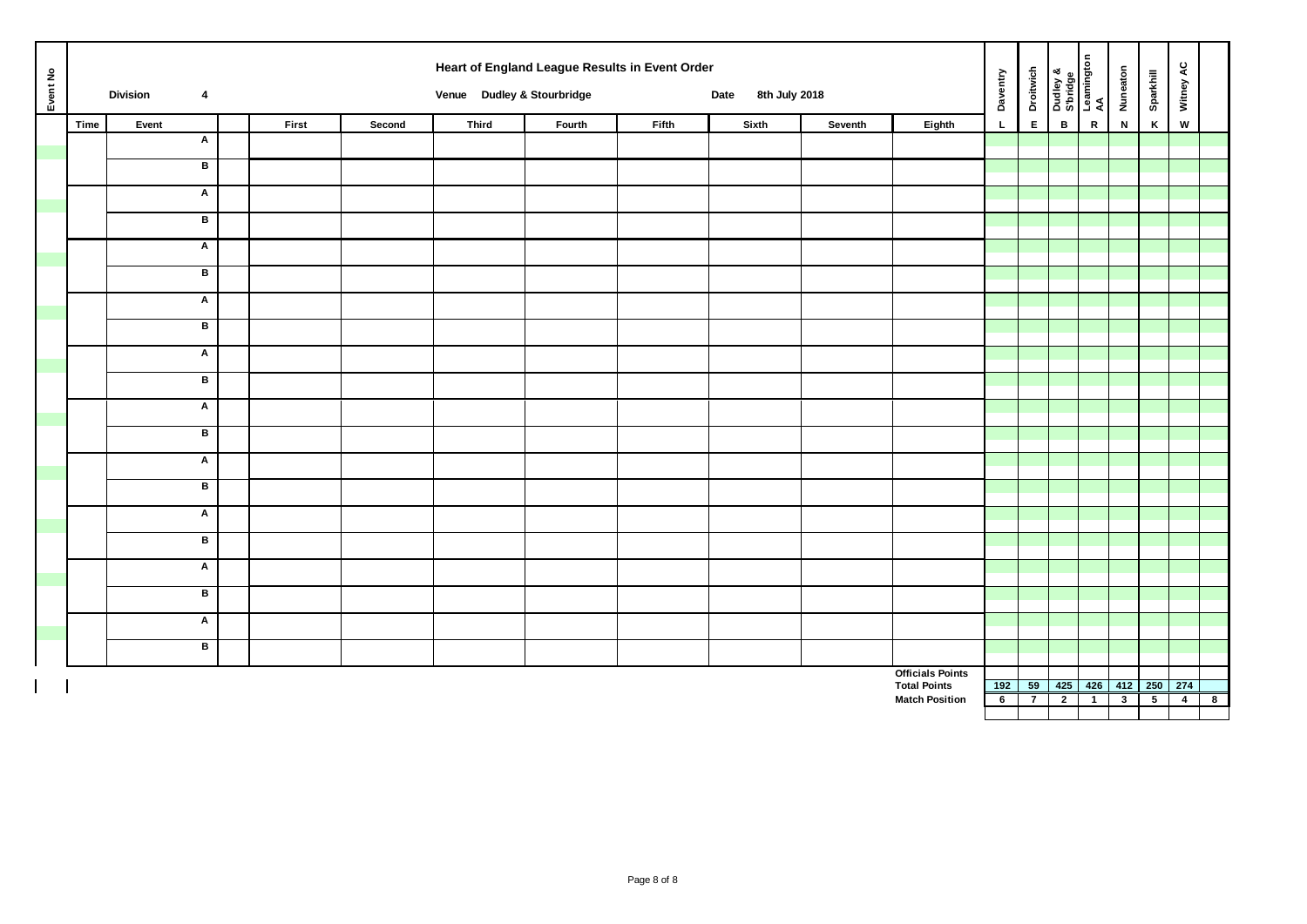# Heart of England League Results in Event Order

**Division** 4 | **Venue** Dudley & Stourbridge | **Date** 8th July 2018

| Event No | Time | Event | | First | Second | Third | Fourth | Fifth | Sixth | Seventh | Eighth | Daventry | Droitwich | Dudley & S'bridge | Leamington AA | Nuneaton | Sparkhill | Witney AC | |
|---|---|---|---|---|---|---|---|---|---|---|---|---|---|---|---|---|---|---|---|
| | | | | | | | | | | | | L | E | B | R | N | K | W | |
| | | A | | | | | | | | | | | | | | | | | |
| | | B | | | | | | | | | | | | | | | | | |
| | | A | | | | | | | | | | | | | | | | | |
| | | B | | | | | | | | | | | | | | | | | |
| | | A | | | | | | | | | | | | | | | | | |
| | | B | | | | | | | | | | | | | | | | | |
| | | A | | | | | | | | | | | | | | | | | |
| | | B | | | | | | | | | | | | | | | | | |
| | | A | | | | | | | | | | | | | | | | | |
| | | B | | | | | | | | | | | | | | | | | |
| | | A | | | | | | | | | | | | | | | | | |
| | | B | | | | | | | | | | | | | | | | | |
| | | A | | | | | | | | | | | | | | | | | |
| | | B | | | | | | | | | | | | | | | | | |
| | | A | | | | | | | | | | | | | | | | | |
| | | B | | | | | | | | | | | | | | | | | |
| | | A | | | | | | | | | | | | | | | | | |
| | | B | | | | | | | | | | | | | | | | | |
| | | A | | | | | | | | | | | | | | | | | |
| | | B | | | | | | | | | | | | | | | | | |
| | | | | | | | | | | | Officials Points | | | | | | | | |
| | | | | | | | | | | | Total Points | 192 | 59 | 425 | 426 | 412 | 250 | 274 | |
| | | | | | | | | | | | Match Position | 6 | 7 | 2 | 1 | 3 | 5 | 4 | 8 |